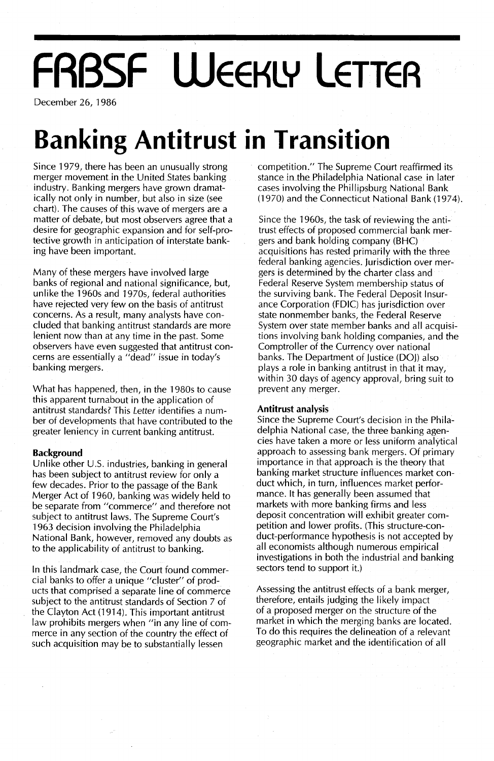# FRBSF Weekly Letter

December 26, 1986

# Banking Antitrust in Transition

Since 1979, there has been an unusually strong merger movement in the United States banking industry. Banking mergers have grown dramatically not only in number, but also in size (see chart). The causes of this wave of mergers are a matter of debate, but most observers agree that a desire for geographic expansion and for self-protective growth in anticipation of interstate banking have been important.

Many of these mergers have involved large banks of regional and national significance, but, unlike the 1960s and 1970s, federal authorities have rejected very few on the basis of antitrust concerns. As a result, many analysts have concluded that banking antitrust standards are more lenient now than at any time in the past. Some observers have even suggested that antitrust concerns are essentially a "dead" issue in today's banking mergers.

What has happened, then, in the 1980s to cause this apparent turnabout in the application of antitrust standards? This *Letter* identifies a number of developments that have contributed to the greater leniency in current banking antitrust.

**Background**

Unlike other U.S. industries, banking in general has been subject to antitrust review for only a few decades. Prior to the passage of the Bank Merger Act of 1960, banking was widely held to be separate from "commerce" and therefore not subject to antitrust laws. The Supreme Court's 1963 decision involving the Philadelphia National Bank, however, removed any doubts as to the applicability of antitrust to banking.

In this landmark case, the Court found commercial banks to offer a unique "cluster" of products that comprised a separate line of commerce subject to the antitrust standards of Section 7 of the Clayton Act (1914). This important antitrust law prohibits mergers when "in any line of commerce in any section of the country the effect of such acquisition may be to substantially lessen competition." The Supreme Court reaffirmed its stance in the Philadelphia National case in later cases involving the Phillipsburg National Bank (1970) and the Connecticut National Bank (1974).

Since the 1960s, the task of reviewing the antitrust effects of proposed commercial bank mergers and bank holding company (BHC) acquisitions has rested primarily with the three federal banking agencies. Jurisdiction over mergers is determined by the charter class and Federal Reserve System membership status of the surviving bank. The Federal Deposit Insurance Corporation (FDIC) has jurisdiction over state nonmember banks, the Federal Reserve System over state member banks and all acquisitions involving bank holding companies, and the Comptroller of the Currency over national banks. The Department of Justice (DOJ) also plays a role in banking antitrust in that it may, within 30 days of agency approval, bring suit to prevent any merger.

**Antitrust analysis**

Since the Supreme Court's decision in the Philadelphia National case, the three banking agencies have taken a more or less uniform analytical approach to assessing bank mergers. Of primary importance in that approach is the theory that banking market structure influences market conduct which, in turn, influences market performance. It has generally been assumed that markets with more banking firms and less deposit concentration will exhibit greater competition and lower profits. (This structure-conduct-performance hypothesis is not accepted by all economists although numerous empirical investigations in both the industrial and banking sectors tend to support it.)

Assessing the antitrust effects of a bank merger, therefore, entails judging the likely impact of a proposed merger on the structure of the market in which the merging banks are located. To do this requires the delineation of a relevant geographic market and the identification of all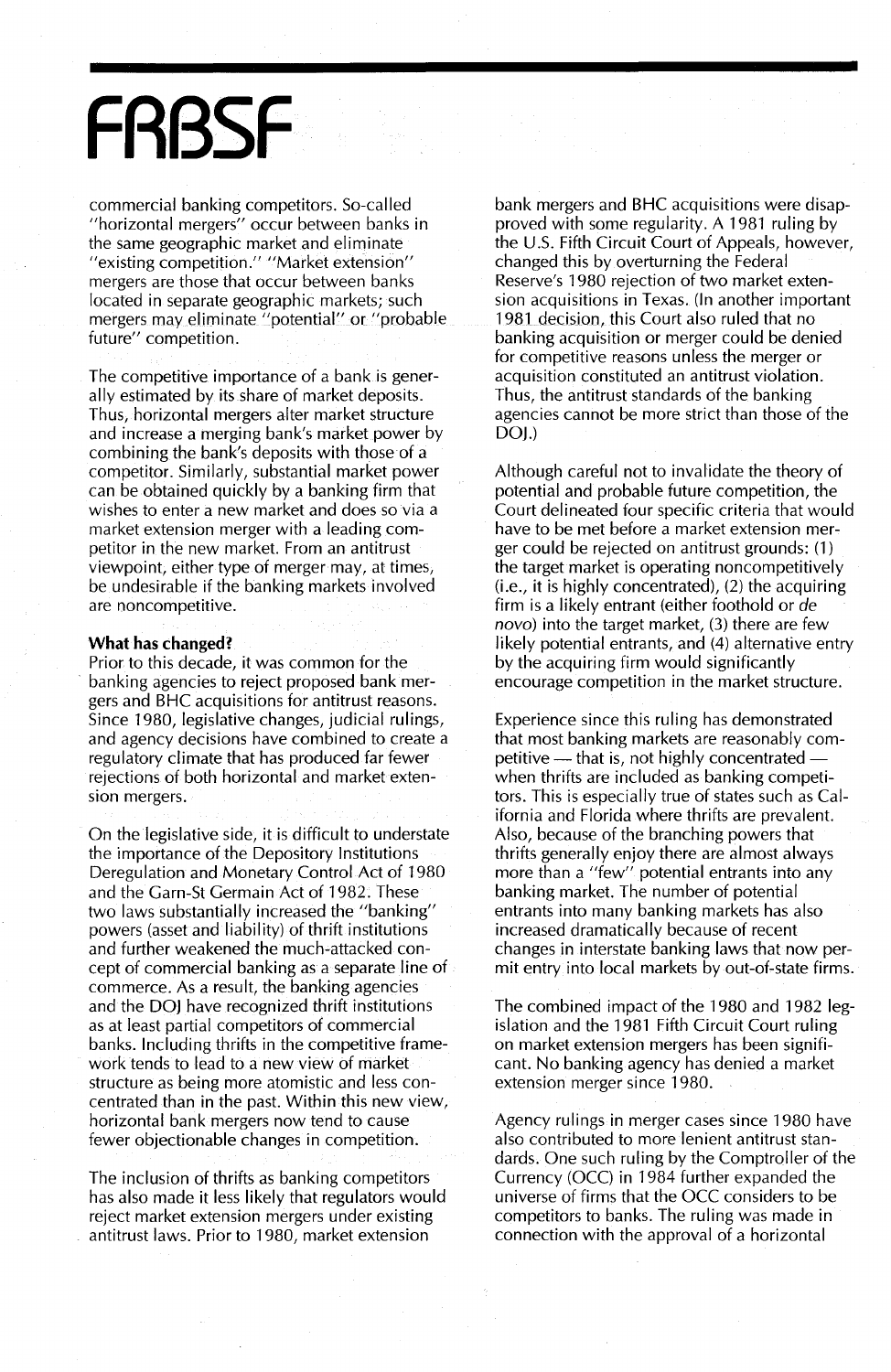commercial banking competitors. So-called "horizontal mergers" occur between banks in the same geographic market and eliminate "existing competition." "Market extension" mergers are those that occur between banks located in separate geographic markets; such mergers may eliminate "potential" or "probable future" competition.

The competitive importance of a bank is generally estimated by its share of market deposits. Thus, horizontal mergers alter market structure and increase a merging bank's market power by combining the bank's deposits with those of a competitor. Similarly, substantial market power can be obtained quickly by a banking firm that wishes to enter a new market and does so via a market extension merger with a leading competitor in the new market. From an antitrust viewpoint, either type of merger may, at times, be undesirable if the banking markets involved are noncompetitive.

**What has changed?**

Prior to this decade, it was common for the banking agencies to reject proposed bank mergers and BHC acquisitions for antitrust reasons. Since 1980, legislative changes, judicial rulings, and agency decisions have combined to create a regulatory climate that has produced far fewer rejections of both horizontal and market extension mergers.

On the legislative side, it is difficult to understate the importance of the Depository Institutions Deregulation and Monetary Control Act of 1980 and the Garn-St Germain Act of 1982. These two laws substantially increased the "banking" powers (asset and liability) of thrift institutions and further weakened the much-attacked concept of commercial banking as a separate line of commerce. As a result, the banking agencies and the DOJ have recognized thrift institutions as at least partial competitors of commercial banks. Including thrifts in the competitive framework tends to lead to a new view of market structure as being more atomistic and less concentrated than in the past. Within this new view, horizontal bank mergers now tend to cause fewer objectionable changes in competition.

The inclusion of thrifts as banking competitors has also made it less likely that regulators would reject market extension mergers under existing antitrust laws. Prior to 1980, market extension bank mergers and BHC acquisitions were disapproved with some regularity. A 1981 ruling by the U.S. Fifth Circuit Court of Appeals, however, changed this by overturning the Federal Reserve's 1980 rejection of two market extension acquisitions in Texas. (In another important 1981 decision, this Court also ruled that no banking acquisition or merger could be denied for competitive reasons unless the merger or acquisition constituted an antitrust violation. Thus, the antitrust standards of the banking agencies cannot be more strict than those of the DOJ.)

Although careful not to invalidate the theory of potential and probable future competition, the Court delineated four specific criteria that would have to be met before a market extension merger could be rejected on antitrust grounds: (1) the target market is operating noncompetitively (i.e., it is highly concentrated), (2) the acquiring firm is a likely entrant (either foothold or *de novo*) into the target market, (3) there are few likely potential entrants, and (4) alternative entry by the acquiring firm would significantly encourage competition in the market structure.

Experience since this ruling has demonstrated that most banking markets are reasonably competitive — that is, not highly concentrated — when thrifts are included as banking competitors. This is especially true of states such as California and Florida where thrifts are prevalent. Also, because of the branching powers that thrifts generally enjoy there are almost always more than a "few" potential entrants into any banking market. The number of potential entrants into many banking markets has also increased dramatically because of recent changes in interstate banking laws that now permit entry into local markets by out-of-state firms.

The combined impact of the 1980 and 1982 legislation and the 1981 Fifth Circuit Court ruling on market extension mergers has been significant. No banking agency has denied a market extension merger since 1980.

Agency rulings in merger cases since 1980 have also contributed to more lenient antitrust standards. One such ruling by the Comptroller of the Currency (OCC) in 1984 further expanded the universe of firms that the OCC considers to be competitors to banks. The ruling was made in connection with the approval of a horizontal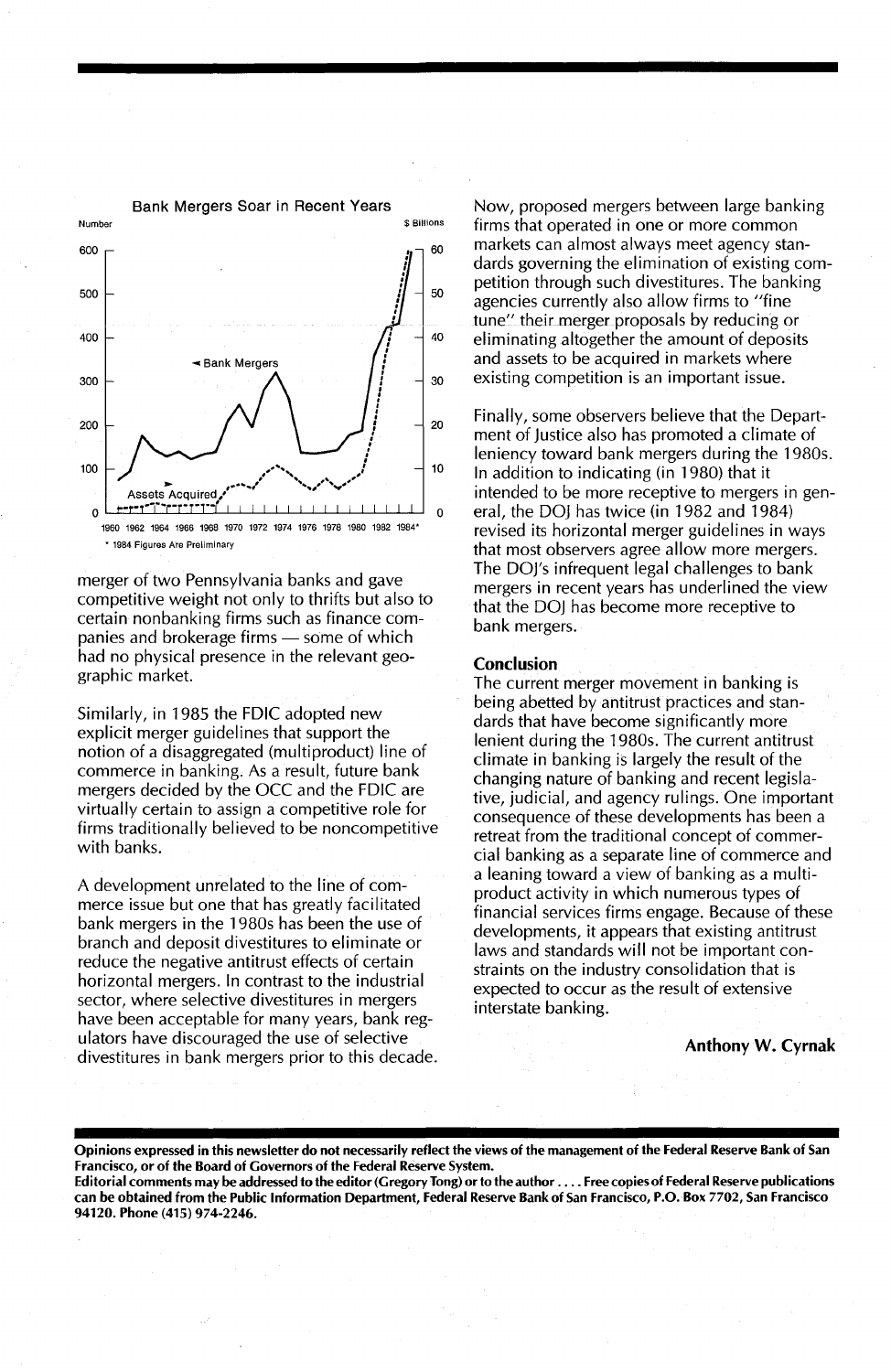Bank Mergers Soar in Recent Years

Number / $ Billions

* 1984 Figures Are Preliminary

merger of two Pennsylvania banks and gave competitive weight not only to thrifts but also to certain nonbanking firms such as finance companies and brokerage firms — some of which had no physical presence in the relevant geographic market.

Similarly, in 1985 the FDIC adopted new explicit merger guidelines that support the notion of a disaggregated (multiproduct) line of commerce in banking. As a result, future bank mergers decided by the OCC and the FDIC are virtually certain to assign a competitive role for firms traditionally believed to be noncompetitive with banks.

A development unrelated to the line of commerce issue but one that has greatly facilitated bank mergers in the 1980s has been the use of branch and deposit divestitures to eliminate or reduce the negative antitrust effects of certain horizontal mergers. In contrast to the industrial sector, where selective divestitures in mergers have been acceptable for many years, bank regulators have discouraged the use of selective divestitures in bank mergers prior to this decade. Now, proposed mergers between large banking firms that operated in one or more common markets can almost always meet agency standards governing the elimination of existing competition through such divestitures. The banking agencies currently also allow firms to "fine tune" their merger proposals by reducing or eliminating altogether the amount of deposits and assets to be acquired in markets where existing competition is an important issue.

Finally, some observers believe that the Department of Justice also has promoted a climate of leniency toward bank mergers during the 1980s. In addition to indicating (in 1980) that it intended to be more receptive to mergers in general, the DOJ has twice (in 1982 and 1984) revised its horizontal merger guidelines in ways that most observers agree allow more mergers. The DOJ's infrequent legal challenges to bank mergers in recent years has underlined the view that the DOJ has become more receptive to bank mergers.

**Conclusion**

The current merger movement in banking is being abetted by antitrust practices and standards that have become significantly more lenient during the 1980s. The current antitrust climate in banking is largely the result of the changing nature of banking and recent legislative, judicial, and agency rulings. One important consequence of these developments has been a retreat from the traditional concept of commercial banking as a separate line of commerce and a leaning toward a view of banking as a multiproduct activity in which numerous types of financial services firms engage. Because of these developments, it appears that existing antitrust laws and standards will not be important constraints on the industry consolidation that is expected to occur as the result of extensive interstate banking.

**Anthony W. Cyrnak**

---

**Opinions expressed in this newsletter do not necessarily reflect the views of the management of the Federal Reserve Bank of San Francisco, or of the Board of Governors of the Federal Reserve System.**

**Editorial comments may be addressed to the editor (Gregory Tong) or to the author .... Free copies of Federal Reserve publications can be obtained from the Public Information Department, Federal Reserve Bank of San Francisco, P.O. Box 7702, San Francisco 94120. Phone (415) 974-2246.**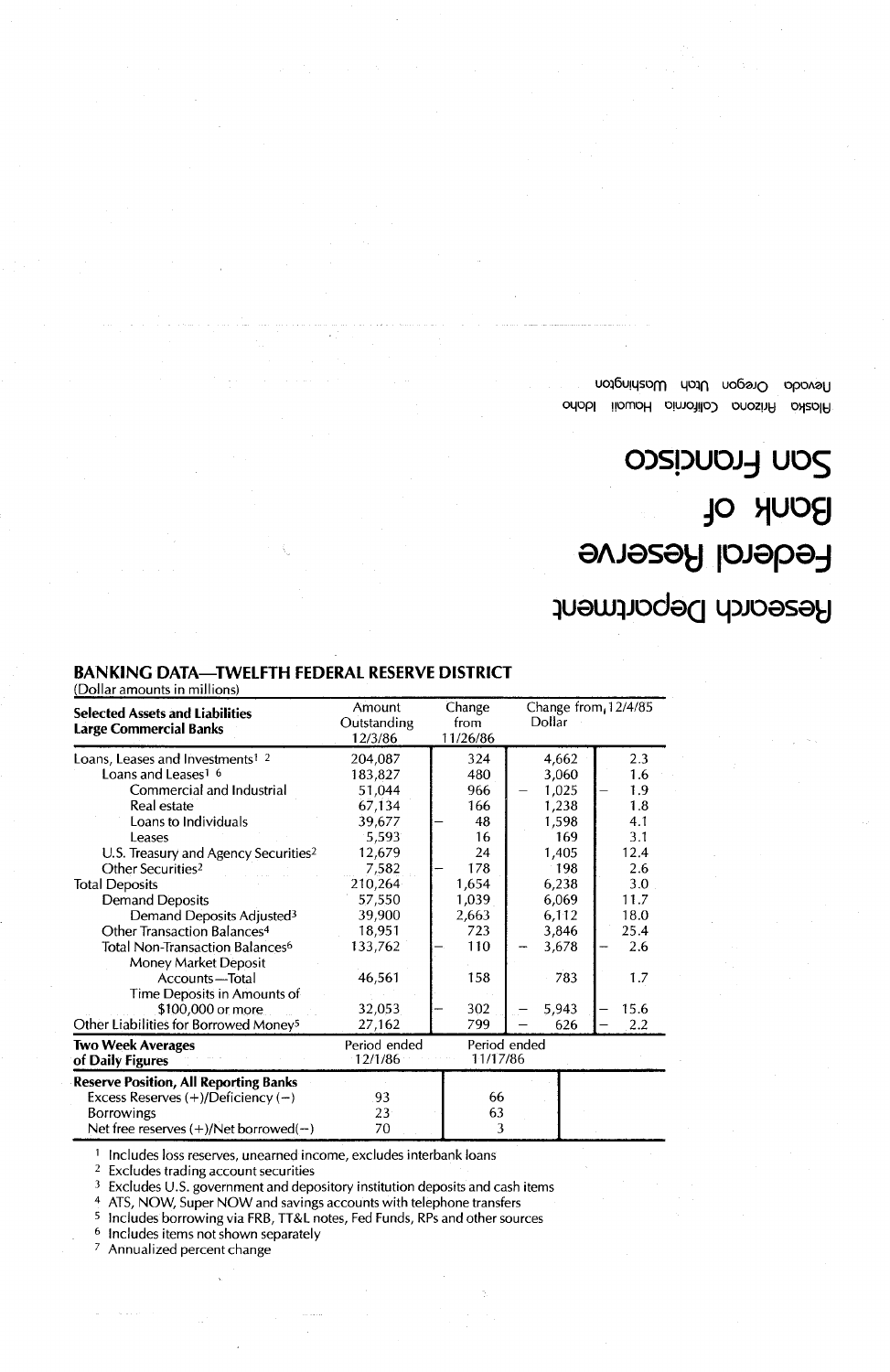Research Department

Federal Reserve

Bank of

San Francisco

Alaska Arizona California Hawaii Idaho
Nevada Oregon Utah Washington

## BANKING DATA—TWELFTH FEDERAL RESERVE DISTRICT

(Dollar amounts in millions)

| Selected Assets and Liabilities Large Commercial Banks | Amount Outstanding 12/3/86 | Change from 11/26/86 | Change from 12/4/85 Dollar | |
|---|---|---|---|---|
| Loans, Leases and Investments[1] [2] | 204,087 | 324 | 4,662 | 2.3 |
| Loans and Leases[1] [6] | 183,827 | 480 | 3,060 | 1.6 |
| Commercial and Industrial | 51,044 | 966 | – 1,025 | – 1.9 |
| Real estate | 67,134 | 166 | 1,238 | 1.8 |
| Loans to Individuals | 39,677 | – 48 | 1,598 | 4.1 |
| Leases | 5,593 | 16 | 169 | 3.1 |
| U.S. Treasury and Agency Securities[2] | 12,679 | 24 | 1,405 | 12.4 |
| Other Securities[2] | 7,582 | – 178 | 198 | 2.6 |
| Total Deposits | 210,264 | 1,654 | 6,238 | 3.0 |
| Demand Deposits | 57,550 | 1,039 | 6,069 | 11.7 |
| Demand Deposits Adjusted[3] | 39,900 | 2,663 | 6,112 | 18.0 |
| Other Transaction Balances[4] | 18,951 | 723 | 3,846 | 25.4 |
| Total Non-Transaction Balances[6] | 133,762 | – 110 | – 3,678 | – 2.6 |
| Money Market Deposit Accounts—Total | 46,561 | 158 | 783 | 1.7 |
| Time Deposits in Amounts of $100,000 or more | 32,053 | – 302 | – 5,943 | – 15.6 |
| Other Liabilities for Borrowed Money[5] | 27,162 | 799 | – 626 | – 2.2 |
| **Two Week Averages of Daily Figures** | Period ended 12/1/86 | Period ended 11/17/86 | | |
| **Reserve Position, All Reporting Banks** | | | | |
| Excess Reserves (+)/Deficiency (–) | 93 | 66 | | |
| Borrowings | 23 | 63 | | |
| Net free reserves (+)/Net borrowed(–) | 70 | 3 | | |

[1] Includes loss reserves, unearned income, excludes interbank loans
[2] Excludes trading account securities
[3] Excludes U.S. government and depository institution deposits and cash items
[4] ATS, NOW, Super NOW and savings accounts with telephone transfers
[5] Includes borrowing via FRB, TT&L notes, Fed Funds, RPs and other sources
[6] Includes items not shown separately
[7] Annualized percent change